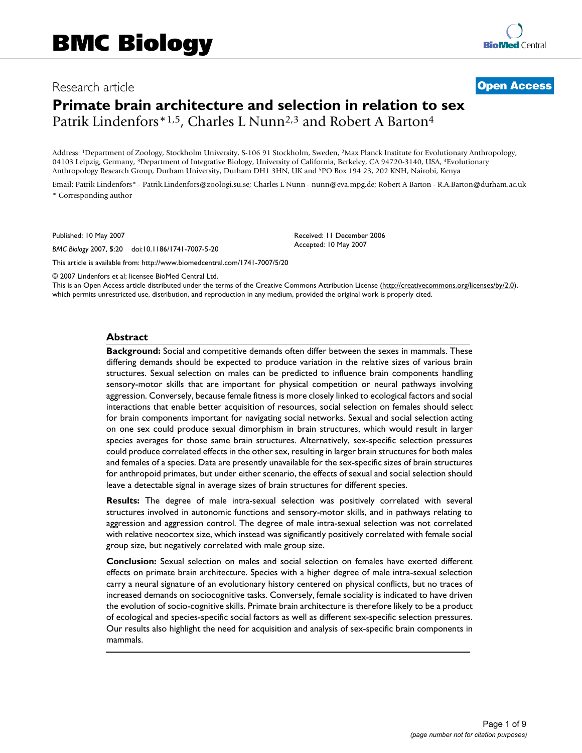Research article

**Open Access**

# Primate brain architecture and selection in relation to sex

Patrik Lindenfors*[1,5], Charles L Nunn[2,3] and Robert A Barton[4]

Address: [1]Department of Zoology, Stockholm University, S-106 91 Stockholm, Sweden, [2]Max Planck Institute for Evolutionary Anthropology, 04103 Leipzig, Germany, [3]Department of Integrative Biology, University of California, Berkeley, CA 94720-3140, USA, [4]Evolutionary Anthropology Research Group, Durham University, Durham DH1 3HN, UK and [5]PO Box 194 23, 202 KNH, Nairobi, Kenya

Email: Patrik Lindenfors* - Patrik.Lindenfors@zoologi.su.se; Charles L Nunn - nunn@eva.mpg.de; Robert A Barton - R.A.Barton@durham.ac.uk

* Corresponding author

Published: 10 May 2007

*BMC Biology* 2007, **5**:20 doi:10.1186/1741-7007-5-20

Received: 11 December 2006

Accepted: 10 May 2007

This article is available from: http://www.biomedcentral.com/1741-7007/5/20

© 2007 Lindenfors et al; licensee BioMed Central Ltd.

This is an Open Access article distributed under the terms of the Creative Commons Attribution License (http://creativecommons.org/licenses/by/2.0), which permits unrestricted use, distribution, and reproduction in any medium, provided the original work is properly cited.

## Abstract

**Background:** Social and competitive demands often differ between the sexes in mammals. These differing demands should be expected to produce variation in the relative sizes of various brain structures. Sexual selection on males can be predicted to influence brain components handling sensory-motor skills that are important for physical competition or neural pathways involving aggression. Conversely, because female fitness is more closely linked to ecological factors and social interactions that enable better acquisition of resources, social selection on females should select for brain components important for navigating social networks. Sexual and social selection acting on one sex could produce sexual dimorphism in brain structures, which would result in larger species averages for those same brain structures. Alternatively, sex-specific selection pressures could produce correlated effects in the other sex, resulting in larger brain structures for both males and females of a species. Data are presently unavailable for the sex-specific sizes of brain structures for anthropoid primates, but under either scenario, the effects of sexual and social selection should leave a detectable signal in average sizes of brain structures for different species.

**Results:** The degree of male intra-sexual selection was positively correlated with several structures involved in autonomic functions and sensory-motor skills, and in pathways relating to aggression and aggression control. The degree of male intra-sexual selection was not correlated with relative neocortex size, which instead was significantly positively correlated with female social group size, but negatively correlated with male group size.

**Conclusion:** Sexual selection on males and social selection on females have exerted different effects on primate brain architecture. Species with a higher degree of male intra-sexual selection carry a neural signature of an evolutionary history centered on physical conflicts, but no traces of increased demands on sociocognitive tasks. Conversely, female sociality is indicated to have driven the evolution of socio-cognitive skills. Primate brain architecture is therefore likely to be a product of ecological and species-specific social factors as well as different sex-specific selection pressures. Our results also highlight the need for acquisition and analysis of sex-specific brain components in mammals.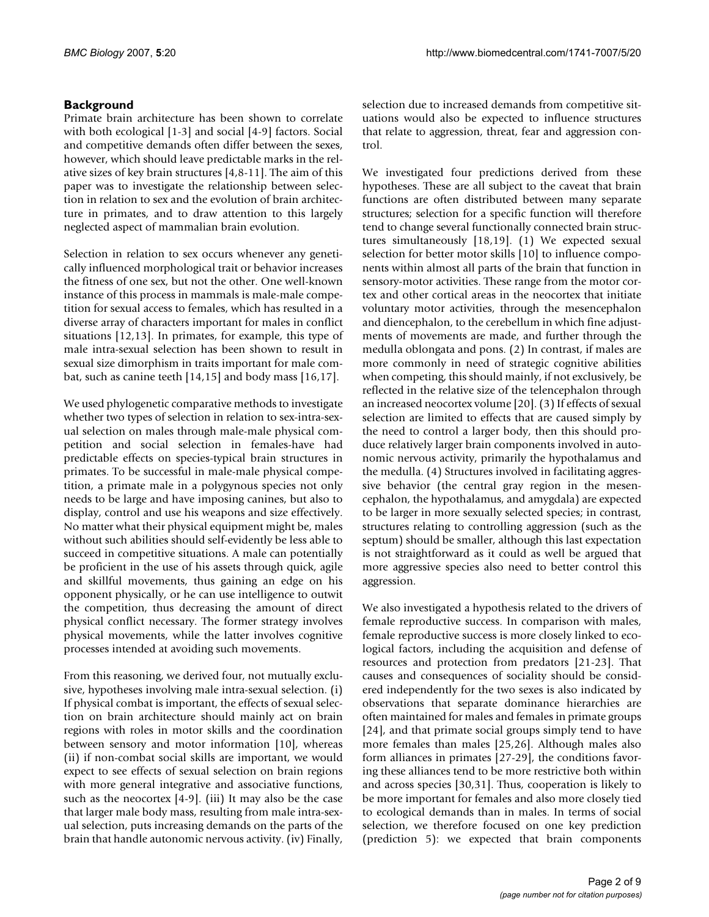## Background

Primate brain architecture has been shown to correlate with both ecological [1-3] and social [4-9] factors. Social and competitive demands often differ between the sexes, however, which should leave predictable marks in the relative sizes of key brain structures [4,8-11]. The aim of this paper was to investigate the relationship between selection in relation to sex and the evolution of brain architecture in primates, and to draw attention to this largely neglected aspect of mammalian brain evolution.

Selection in relation to sex occurs whenever any genetically influenced morphological trait or behavior increases the fitness of one sex, but not the other. One well-known instance of this process in mammals is male-male competition for sexual access to females, which has resulted in a diverse array of characters important for males in conflict situations [12,13]. In primates, for example, this type of male intra-sexual selection has been shown to result in sexual size dimorphism in traits important for male combat, such as canine teeth [14,15] and body mass [16,17].

We used phylogenetic comparative methods to investigate whether two types of selection in relation to sex-intra-sexual selection on males through male-male physical competition and social selection in females-have had predictable effects on species-typical brain structures in primates. To be successful in male-male physical competition, a primate male in a polygynous species not only needs to be large and have imposing canines, but also to display, control and use his weapons and size effectively. No matter what their physical equipment might be, males without such abilities should self-evidently be less able to succeed in competitive situations. A male can potentially be proficient in the use of his assets through quick, agile and skillful movements, thus gaining an edge on his opponent physically, or he can use intelligence to outwit the competition, thus decreasing the amount of direct physical conflict necessary. The former strategy involves physical movements, while the latter involves cognitive processes intended at avoiding such movements.

From this reasoning, we derived four, not mutually exclusive, hypotheses involving male intra-sexual selection. (i) If physical combat is important, the effects of sexual selection on brain architecture should mainly act on brain regions with roles in motor skills and the coordination between sensory and motor information [10], whereas (ii) if non-combat social skills are important, we would expect to see effects of sexual selection on brain regions with more general integrative and associative functions, such as the neocortex [4-9]. (iii) It may also be the case that larger male body mass, resulting from male intra-sexual selection, puts increasing demands on the parts of the brain that handle autonomic nervous activity. (iv) Finally, selection due to increased demands from competitive situations would also be expected to influence structures that relate to aggression, threat, fear and aggression control.

We investigated four predictions derived from these hypotheses. These are all subject to the caveat that brain functions are often distributed between many separate structures; selection for a specific function will therefore tend to change several functionally connected brain structures simultaneously [18,19]. (1) We expected sexual selection for better motor skills [10] to influence components within almost all parts of the brain that function in sensory-motor activities. These range from the motor cortex and other cortical areas in the neocortex that initiate voluntary motor activities, through the mesencephalon and diencephalon, to the cerebellum in which fine adjustments of movements are made, and further through the medulla oblongata and pons. (2) In contrast, if males are more commonly in need of strategic cognitive abilities when competing, this should mainly, if not exclusively, be reflected in the relative size of the telencephalon through an increased neocortex volume [20]. (3) If effects of sexual selection are limited to effects that are caused simply by the need to control a larger body, then this should produce relatively larger brain components involved in autonomic nervous activity, primarily the hypothalamus and the medulla. (4) Structures involved in facilitating aggressive behavior (the central gray region in the mesencephalon, the hypothalamus, and amygdala) are expected to be larger in more sexually selected species; in contrast, structures relating to controlling aggression (such as the septum) should be smaller, although this last expectation is not straightforward as it could as well be argued that more aggressive species also need to better control this aggression.

We also investigated a hypothesis related to the drivers of female reproductive success. In comparison with males, female reproductive success is more closely linked to ecological factors, including the acquisition and defense of resources and protection from predators [21-23]. That causes and consequences of sociality should be considered independently for the two sexes is also indicated by observations that separate dominance hierarchies are often maintained for males and females in primate groups [24], and that primate social groups simply tend to have more females than males [25,26]. Although males also form alliances in primates [27-29], the conditions favoring these alliances tend to be more restrictive both within and across species [30,31]. Thus, cooperation is likely to be more important for females and also more closely tied to ecological demands than in males. In terms of social selection, we therefore focused on one key prediction (prediction 5): we expected that brain components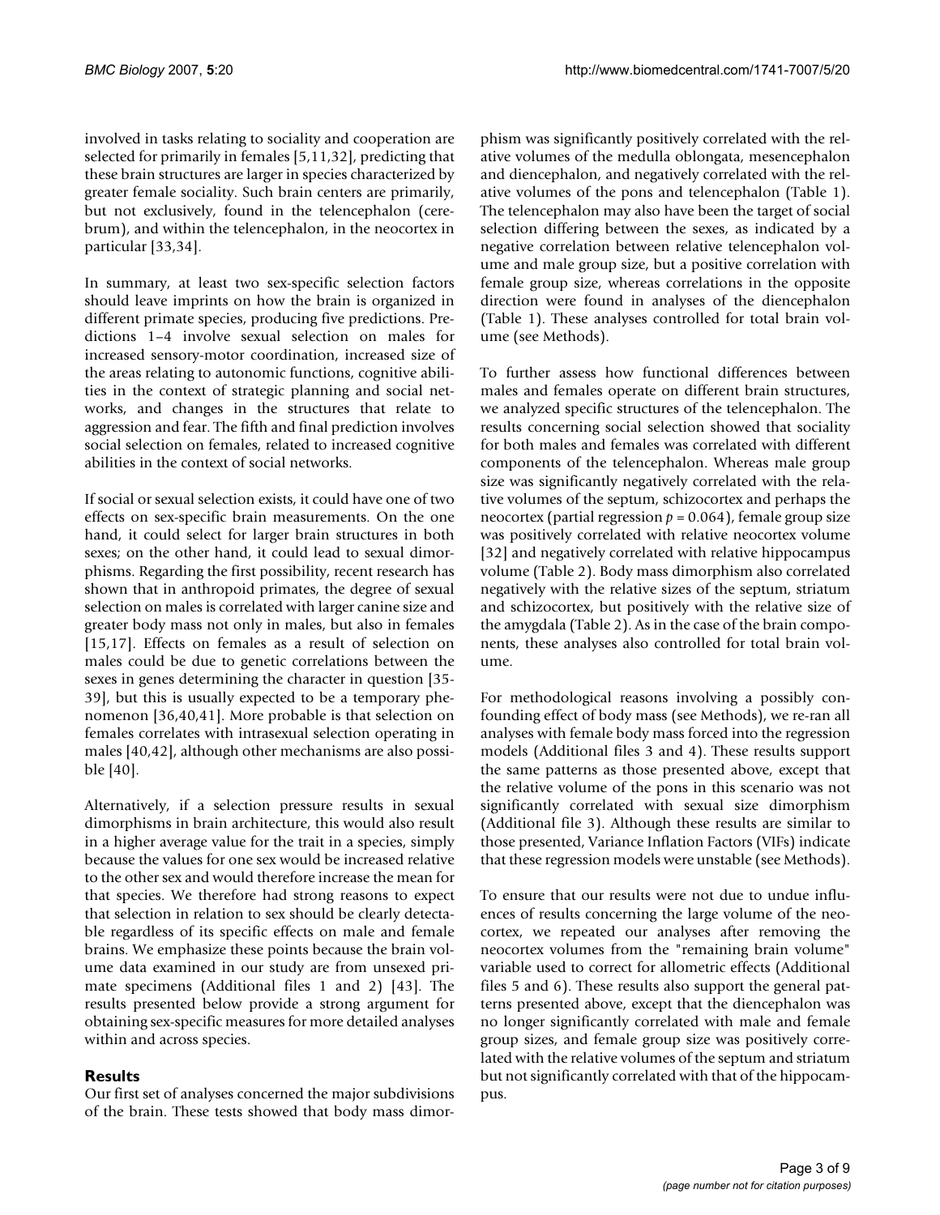involved in tasks relating to sociality and cooperation are selected for primarily in females [5,11,32], predicting that these brain structures are larger in species characterized by greater female sociality. Such brain centers are primarily, but not exclusively, found in the telencephalon (cerebrum), and within the telencephalon, in the neocortex in particular [33,34].

In summary, at least two sex-specific selection factors should leave imprints on how the brain is organized in different primate species, producing five predictions. Predictions 1–4 involve sexual selection on males for increased sensory-motor coordination, increased size of the areas relating to autonomic functions, cognitive abilities in the context of strategic planning and social networks, and changes in the structures that relate to aggression and fear. The fifth and final prediction involves social selection on females, related to increased cognitive abilities in the context of social networks.

If social or sexual selection exists, it could have one of two effects on sex-specific brain measurements. On the one hand, it could select for larger brain structures in both sexes; on the other hand, it could lead to sexual dimorphisms. Regarding the first possibility, recent research has shown that in anthropoid primates, the degree of sexual selection on males is correlated with larger canine size and greater body mass not only in males, but also in females [15,17]. Effects on females as a result of selection on males could be due to genetic correlations between the sexes in genes determining the character in question [35-39], but this is usually expected to be a temporary phenomenon [36,40,41]. More probable is that selection on females correlates with intrasexual selection operating in males [40,42], although other mechanisms are also possible [40].

Alternatively, if a selection pressure results in sexual dimorphisms in brain architecture, this would also result in a higher average value for the trait in a species, simply because the values for one sex would be increased relative to the other sex and would therefore increase the mean for that species. We therefore had strong reasons to expect that selection in relation to sex should be clearly detectable regardless of its specific effects on male and female brains. We emphasize these points because the brain volume data examined in our study are from unsexed primate specimens (Additional files 1 and 2) [43]. The results presented below provide a strong argument for obtaining sex-specific measures for more detailed analyses within and across species.

## Results

Our first set of analyses concerned the major subdivisions of the brain. These tests showed that body mass dimorphism was significantly positively correlated with the relative volumes of the medulla oblongata, mesencephalon and diencephalon, and negatively correlated with the relative volumes of the pons and telencephalon (Table 1). The telencephalon may also have been the target of social selection differing between the sexes, as indicated by a negative correlation between relative telencephalon volume and male group size, but a positive correlation with female group size, whereas correlations in the opposite direction were found in analyses of the diencephalon (Table 1). These analyses controlled for total brain volume (see Methods).

To further assess how functional differences between males and females operate on different brain structures, we analyzed specific structures of the telencephalon. The results concerning social selection showed that sociality for both males and females was correlated with different components of the telencephalon. Whereas male group size was significantly negatively correlated with the relative volumes of the septum, schizocortex and perhaps the neocortex (partial regression $p = 0.064$), female group size was positively correlated with relative neocortex volume [32] and negatively correlated with relative hippocampus volume (Table 2). Body mass dimorphism also correlated negatively with the relative sizes of the septum, striatum and schizocortex, but positively with the relative size of the amygdala (Table 2). As in the case of the brain components, these analyses also controlled for total brain volume.

For methodological reasons involving a possibly confounding effect of body mass (see Methods), we re-ran all analyses with female body mass forced into the regression models (Additional files 3 and 4). These results support the same patterns as those presented above, except that the relative volume of the pons in this scenario was not significantly correlated with sexual size dimorphism (Additional file 3). Although these results are similar to those presented, Variance Inflation Factors (VIFs) indicate that these regression models were unstable (see Methods).

To ensure that our results were not due to undue influences of results concerning the large volume of the neocortex, we repeated our analyses after removing the neocortex volumes from the "remaining brain volume" variable used to correct for allometric effects (Additional files 5 and 6). These results also support the general patterns presented above, except that the diencephalon was no longer significantly correlated with male and female group sizes, and female group size was positively correlated with the relative volumes of the septum and striatum but not significantly correlated with that of the hippocampus.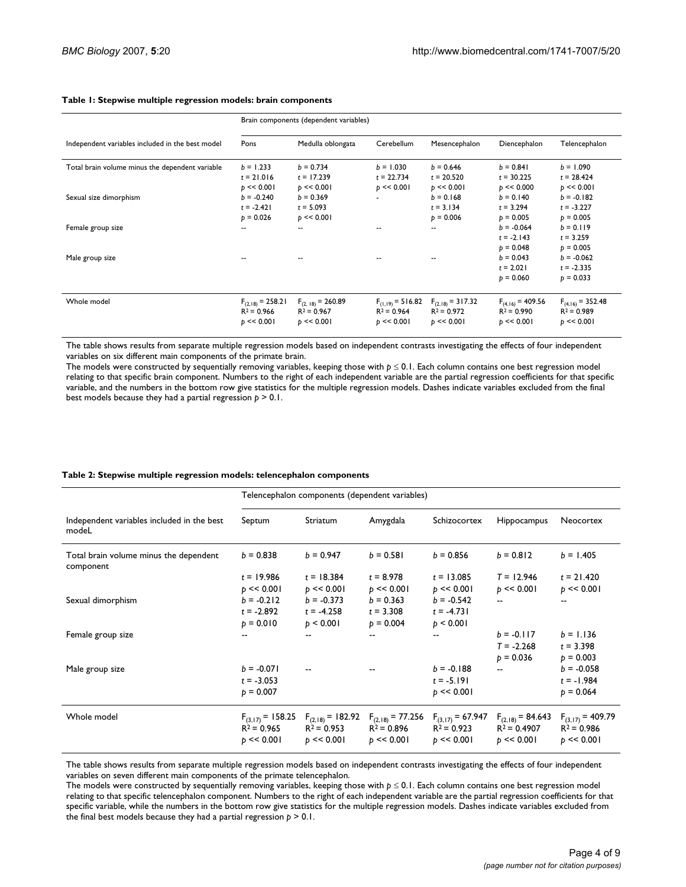**Table 1: Stepwise multiple regression models: brain components**

| | Brain components (dependent variables) | | | | | |
|---|---|---|---|---|---|---|
| Independent variables included in the best model | Pons | Medulla oblongata | Cerebellum | Mesencephalon | Diencephalon | Telencephalon |
| Total brain volume minus the dependent variable | $b = 1.233$<br>$t = 21.016$<br>$p << 0.001$ | $b = 0.734$<br>$t = 17.239$<br>$p << 0.001$ | $b = 1.030$<br>$t = 22.734$<br>$p << 0.001$ | $b = 0.646$<br>$t = 20.520$<br>$p << 0.001$ | $b = 0.841$<br>$t = 30.225$<br>$p << 0.000$ | $b = 1.090$<br>$t = 28.424$<br>$p << 0.001$ |
| Sexual size dimorphism | $b = -0.240$<br>$t = -2.421$<br>$p = 0.026$ | $b = 0.369$<br>$t = 5.093$<br>$p << 0.001$ | - | $b = 0.168$<br>$t = 3.134$<br>$p = 0.006$ | $b = 0.140$<br>$t = 3.294$<br>$p = 0.005$ | $b = -0.182$<br>$t = -3.227$<br>$p = 0.005$ |
| Female group size | -- | -- | -- | -- | $b = -0.064$<br>$t = -2.143$<br>$p = 0.048$ | $b = 0.119$<br>$t = 3.259$<br>$p = 0.005$ |
| Male group size | -- | -- | -- | -- | $b = 0.043$<br>$t = 2.021$<br>$p = 0.060$ | $b = -0.062$<br>$t = -2.335$<br>$p = 0.033$ |
| Whole model | $F_{(2,18)} = 258.21$<br>$R^2 = 0.966$<br>$p << 0.001$ | $F_{(2, 18)} = 260.89$<br>$R^2 = 0.967$<br>$p << 0.001$ | $F_{(1,19)} = 516.82$<br>$R^2 = 0.964$<br>$p << 0.001$ | $F_{(2,18)} = 317.32$<br>$R^2 = 0.972$<br>$p << 0.001$ | $F_{(4,16)} = 409.56$<br>$R^2 = 0.990$<br>$p << 0.001$ | $F_{(4,16)} = 352.48$<br>$R^2 = 0.989$<br>$p << 0.001$ |

The table shows results from separate multiple regression models based on independent contrasts investigating the effects of four independent variables on six different main components of the primate brain.
The models were constructed by sequentially removing variables, keeping those with $p \leq 0.1$. Each column contains one best regression model relating to that specific brain component. Numbers to the right of each independent variable are the partial regression coefficients for that specific variable, and the numbers in the bottom row give statistics for the multiple regression models. Dashes indicate variables excluded from the final best models because they had a partial regression $p > 0.1$.

**Table 2: Stepwise multiple regression models: telencephalon components**

| | Telencephalon components (dependent variables) | | | | | |
|---|---|---|---|---|---|---|
| Independent variables included in the best modeL | Septum | Striatum | Amygdala | Schizocortex | Hippocampus | Neocortex |
| Total brain volume minus the dependent component | $b = 0.838$<br>$t = 19.986$<br>$p << 0.001$ | $b = 0.947$<br>$t = 18.384$<br>$p << 0.001$ | $b = 0.581$<br>$t = 8.978$<br>$p << 0.001$ | $b = 0.856$<br>$t = 13.085$<br>$p << 0.001$ | $b = 0.812$<br>$T = 12.946$<br>$p << 0.001$ | $b = 1.405$<br>$t = 21.420$<br>$p << 0.001$ |
| Sexual dimorphism | $b = -0.212$<br>$t = -2.892$<br>$p = 0.010$ | $b = -0.373$<br>$t = -4.258$<br>$p < 0.001$ | $b = 0.363$<br>$t = 3.308$<br>$p = 0.004$ | $b = -0.542$<br>$t = -4.731$<br>$p < 0.001$ | -- | -- |
| Female group size | -- | -- | -- | -- | $b = -0.117$<br>$T = -2.268$<br>$p = 0.036$ | $b = 1.136$<br>$t = 3.398$<br>$p = 0.003$ |
| Male group size | $b = -0.071$<br>$t = -3.053$<br>$p = 0.007$ | -- | -- | $b = -0.188$<br>$t = -5.191$<br>$p << 0.001$ | -- | $b = -0.058$<br>$t = -1.984$<br>$p = 0.064$ |
| Whole model | $F_{(3,17)} = 158.25$<br>$R^2 = 0.965$<br>$p << 0.001$ | $F_{(2,18)} = 182.92$<br>$R^2 = 0.953$<br>$p << 0.001$ | $F_{(2,18)} = 77.256$<br>$R^2 = 0.896$<br>$p << 0.001$ | $F_{(3,17)} = 67.947$<br>$R^2 = 0.923$<br>$p << 0.001$ | $F_{(2,18)} = 84.643$<br>$R^2 = 0.4907$<br>$p << 0.001$ | $F_{(3,17)} = 409.79$<br>$R^2 = 0.986$<br>$p << 0.001$ |

The table shows results from separate multiple regression models based on independent contrasts investigating the effects of four independent variables on seven different main components of the primate telencephalon.
The models were constructed by sequentially removing variables, keeping those with $p \leq 0.1$. Each column contains one best regression model relating to that specific telencephalon component. Numbers to the right of each independent variable are the partial regression coefficients for that specific variable, while the numbers in the bottom row give statistics for the multiple regression models. Dashes indicate variables excluded from the final best models because they had a partial regression $p > 0.1$.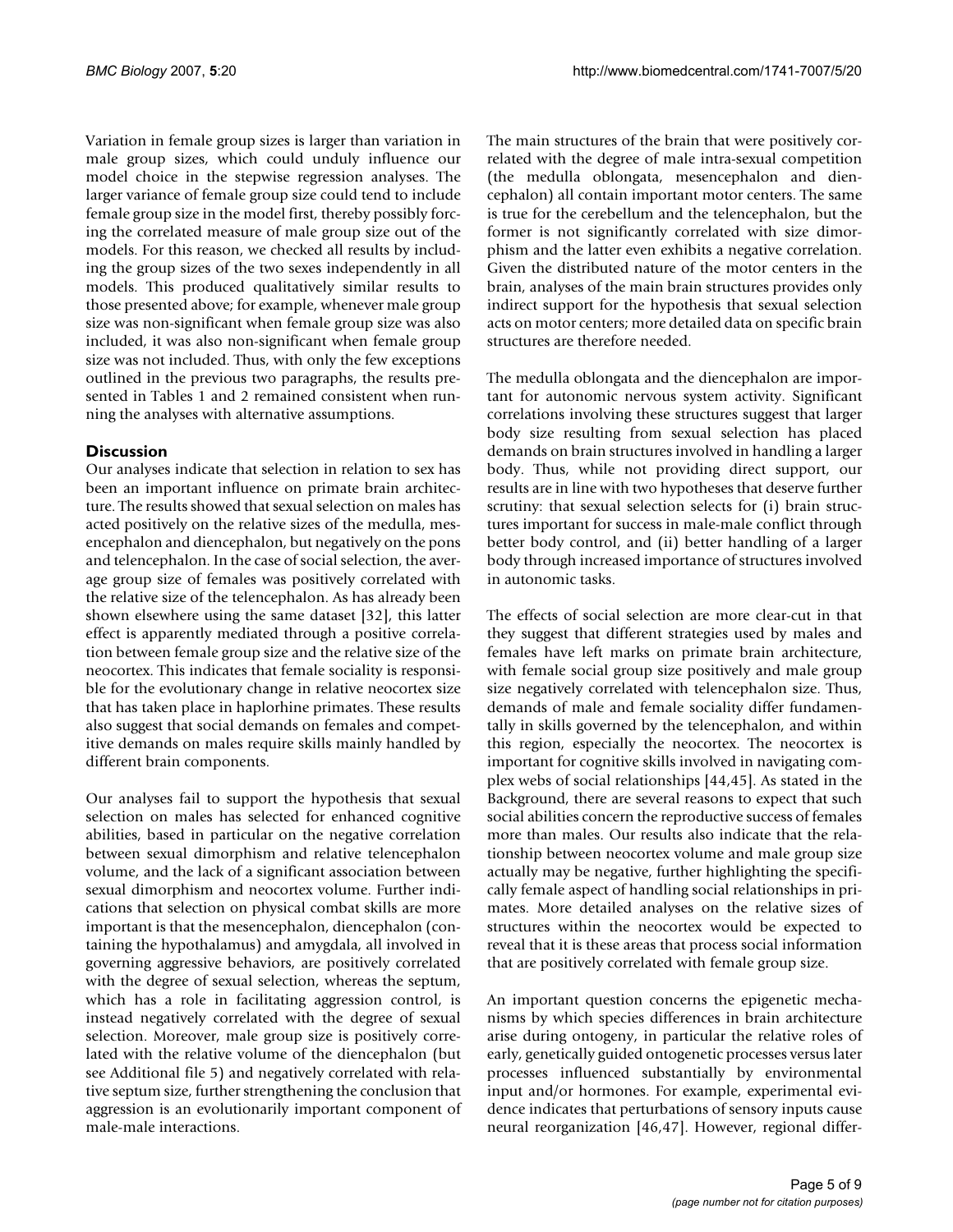Variation in female group sizes is larger than variation in male group sizes, which could unduly influence our model choice in the stepwise regression analyses. The larger variance of female group size could tend to include female group size in the model first, thereby possibly forcing the correlated measure of male group size out of the models. For this reason, we checked all results by including the group sizes of the two sexes independently in all models. This produced qualitatively similar results to those presented above; for example, whenever male group size was non-significant when female group size was also included, it was also non-significant when female group size was not included. Thus, with only the few exceptions outlined in the previous two paragraphs, the results presented in Tables 1 and 2 remained consistent when running the analyses with alternative assumptions.

## Discussion

Our analyses indicate that selection in relation to sex has been an important influence on primate brain architecture. The results showed that sexual selection on males has acted positively on the relative sizes of the medulla, mesencephalon and diencephalon, but negatively on the pons and telencephalon. In the case of social selection, the average group size of females was positively correlated with the relative size of the telencephalon. As has already been shown elsewhere using the same dataset [32], this latter effect is apparently mediated through a positive correlation between female group size and the relative size of the neocortex. This indicates that female sociality is responsible for the evolutionary change in relative neocortex size that has taken place in haplorhine primates. These results also suggest that social demands on females and competitive demands on males require skills mainly handled by different brain components.

Our analyses fail to support the hypothesis that sexual selection on males has selected for enhanced cognitive abilities, based in particular on the negative correlation between sexual dimorphism and relative telencephalon volume, and the lack of a significant association between sexual dimorphism and neocortex volume. Further indications that selection on physical combat skills are more important is that the mesencephalon, diencephalon (containing the hypothalamus) and amygdala, all involved in governing aggressive behaviors, are positively correlated with the degree of sexual selection, whereas the septum, which has a role in facilitating aggression control, is instead negatively correlated with the degree of sexual selection. Moreover, male group size is positively correlated with the relative volume of the diencephalon (but see Additional file 5) and negatively correlated with relative septum size, further strengthening the conclusion that aggression is an evolutionarily important component of male-male interactions.

The main structures of the brain that were positively correlated with the degree of male intra-sexual competition (the medulla oblongata, mesencephalon and diencephalon) all contain important motor centers. The same is true for the cerebellum and the telencephalon, but the former is not significantly correlated with size dimorphism and the latter even exhibits a negative correlation. Given the distributed nature of the motor centers in the brain, analyses of the main brain structures provides only indirect support for the hypothesis that sexual selection acts on motor centers; more detailed data on specific brain structures are therefore needed.

The medulla oblongata and the diencephalon are important for autonomic nervous system activity. Significant correlations involving these structures suggest that larger body size resulting from sexual selection has placed demands on brain structures involved in handling a larger body. Thus, while not providing direct support, our results are in line with two hypotheses that deserve further scrutiny: that sexual selection selects for (i) brain structures important for success in male-male conflict through better body control, and (ii) better handling of a larger body through increased importance of structures involved in autonomic tasks.

The effects of social selection are more clear-cut in that they suggest that different strategies used by males and females have left marks on primate brain architecture, with female social group size positively and male group size negatively correlated with telencephalon size. Thus, demands of male and female sociality differ fundamentally in skills governed by the telencephalon, and within this region, especially the neocortex. The neocortex is important for cognitive skills involved in navigating complex webs of social relationships [44,45]. As stated in the Background, there are several reasons to expect that such social abilities concern the reproductive success of females more than males. Our results also indicate that the relationship between neocortex volume and male group size actually may be negative, further highlighting the specifically female aspect of handling social relationships in primates. More detailed analyses on the relative sizes of structures within the neocortex would be expected to reveal that it is these areas that process social information that are positively correlated with female group size.

An important question concerns the epigenetic mechanisms by which species differences in brain architecture arise during ontogeny, in particular the relative roles of early, genetically guided ontogenetic processes versus later processes influenced substantially by environmental input and/or hormones. For example, experimental evidence indicates that perturbations of sensory inputs cause neural reorganization [46,47]. However, regional differ-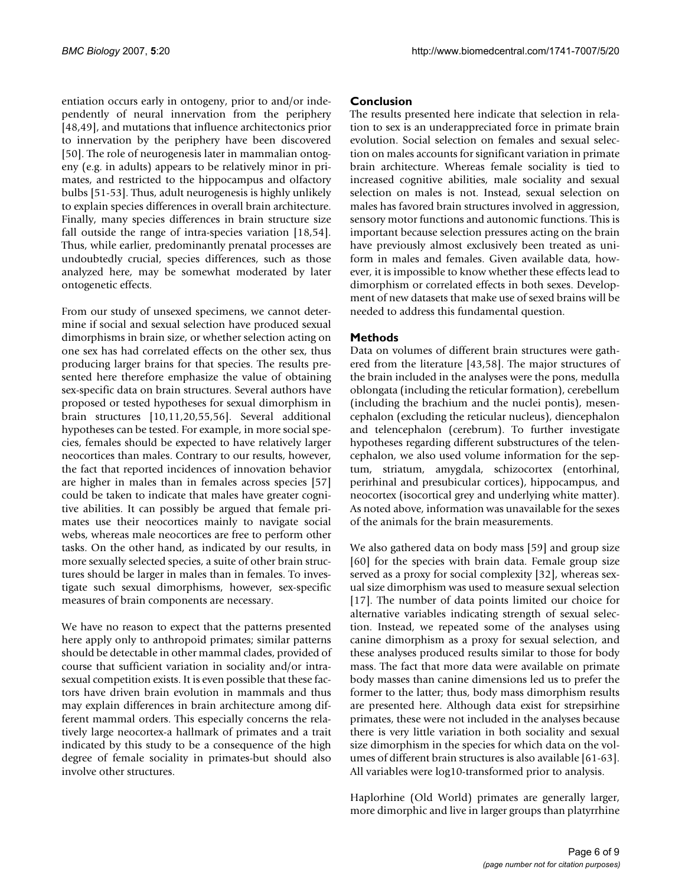entiation occurs early in ontogeny, prior to and/or independently of neural innervation from the periphery [48,49], and mutations that influence architectonics prior to innervation by the periphery have been discovered [50]. The role of neurogenesis later in mammalian ontogeny (e.g. in adults) appears to be relatively minor in primates, and restricted to the hippocampus and olfactory bulbs [51-53]. Thus, adult neurogenesis is highly unlikely to explain species differences in overall brain architecture. Finally, many species differences in brain structure size fall outside the range of intra-species variation [18,54]. Thus, while earlier, predominantly prenatal processes are undoubtedly crucial, species differences, such as those analyzed here, may be somewhat moderated by later ontogenetic effects.

From our study of unsexed specimens, we cannot determine if social and sexual selection have produced sexual dimorphisms in brain size, or whether selection acting on one sex has had correlated effects on the other sex, thus producing larger brains for that species. The results presented here therefore emphasize the value of obtaining sex-specific data on brain structures. Several authors have proposed or tested hypotheses for sexual dimorphism in brain structures [10,11,20,55,56]. Several additional hypotheses can be tested. For example, in more social species, females should be expected to have relatively larger neocortices than males. Contrary to our results, however, the fact that reported incidences of innovation behavior are higher in males than in females across species [57] could be taken to indicate that males have greater cognitive abilities. It can possibly be argued that female primates use their neocortices mainly to navigate social webs, whereas male neocortices are free to perform other tasks. On the other hand, as indicated by our results, in more sexually selected species, a suite of other brain structures should be larger in males than in females. To investigate such sexual dimorphisms, however, sex-specific measures of brain components are necessary.

We have no reason to expect that the patterns presented here apply only to anthropoid primates; similar patterns should be detectable in other mammal clades, provided of course that sufficient variation in sociality and/or intrasexual competition exists. It is even possible that these factors have driven brain evolution in mammals and thus may explain differences in brain architecture among different mammal orders. This especially concerns the relatively large neocortex-a hallmark of primates and a trait indicated by this study to be a consequence of the high degree of female sociality in primates-but should also involve other structures.

## Conclusion

The results presented here indicate that selection in relation to sex is an underappreciated force in primate brain evolution. Social selection on females and sexual selection on males accounts for significant variation in primate brain architecture. Whereas female sociality is tied to increased cognitive abilities, male sociality and sexual selection on males is not. Instead, sexual selection on males has favored brain structures involved in aggression, sensory motor functions and autonomic functions. This is important because selection pressures acting on the brain have previously almost exclusively been treated as uniform in males and females. Given available data, however, it is impossible to know whether these effects lead to dimorphism or correlated effects in both sexes. Development of new datasets that make use of sexed brains will be needed to address this fundamental question.

## Methods

Data on volumes of different brain structures were gathered from the literature [43,58]. The major structures of the brain included in the analyses were the pons, medulla oblongata (including the reticular formation), cerebellum (including the brachium and the nuclei pontis), mesencephalon (excluding the reticular nucleus), diencephalon and telencephalon (cerebrum). To further investigate hypotheses regarding different substructures of the telencephalon, we also used volume information for the septum, striatum, amygdala, schizocortex (entorhinal, perirhinal and presubicular cortices), hippocampus, and neocortex (isocortical grey and underlying white matter). As noted above, information was unavailable for the sexes of the animals for the brain measurements.

We also gathered data on body mass [59] and group size [60] for the species with brain data. Female group size served as a proxy for social complexity [32], whereas sexual size dimorphism was used to measure sexual selection [17]. The number of data points limited our choice for alternative variables indicating strength of sexual selection. Instead, we repeated some of the analyses using canine dimorphism as a proxy for sexual selection, and these analyses produced results similar to those for body mass. The fact that more data were available on primate body masses than canine dimensions led us to prefer the former to the latter; thus, body mass dimorphism results are presented here. Although data exist for strepsirhine primates, these were not included in the analyses because there is very little variation in both sociality and sexual size dimorphism in the species for which data on the volumes of different brain structures is also available [61-63]. All variables were log10-transformed prior to analysis.

Haplorhine (Old World) primates are generally larger, more dimorphic and live in larger groups than platyrrhine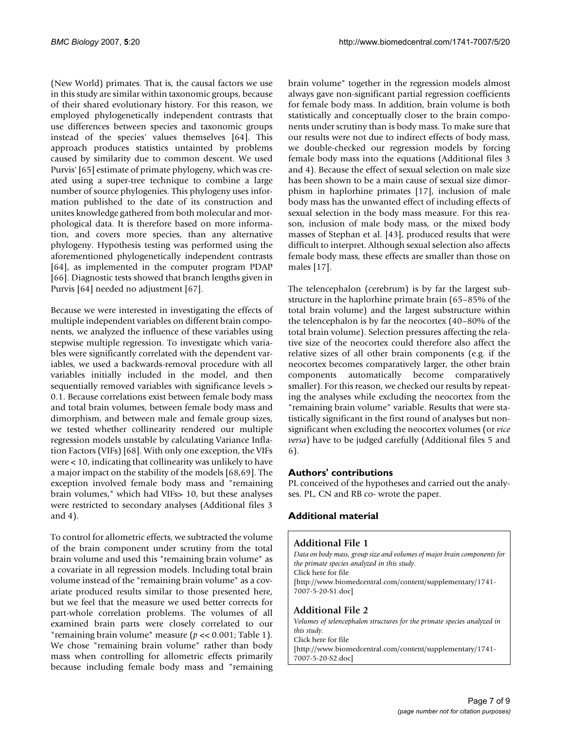(New World) primates. That is, the causal factors we use in this study are similar within taxonomic groups, because of their shared evolutionary history. For this reason, we employed phylogenetically independent contrasts that use differences between species and taxonomic groups instead of the species' values themselves [64]. This approach produces statistics untainted by problems caused by similarity due to common descent. We used Purvis' [65] estimate of primate phylogeny, which was created using a super-tree technique to combine a large number of source phylogenies. This phylogeny uses information published to the date of its construction and unites knowledge gathered from both molecular and morphological data. It is therefore based on more information, and covers more species, than any alternative phylogeny. Hypothesis testing was performed using the aforementioned phylogenetically independent contrasts [64], as implemented in the computer program PDAP [66]. Diagnostic tests showed that branch lengths given in Purvis [64] needed no adjustment [67].

Because we were interested in investigating the effects of multiple independent variables on different brain components, we analyzed the influence of these variables using stepwise multiple regression. To investigate which variables were significantly correlated with the dependent variables, we used a backwards-removal procedure with all variables initially included in the model, and then sequentially removed variables with significance levels > 0.1. Because correlations exist between female body mass and total brain volumes, between female body mass and dimorphism, and between male and female group sizes, we tested whether collinearity rendered our multiple regression models unstable by calculating Variance Inflation Factors (VIFs) [68]. With only one exception, the VIFs were < 10, indicating that collinearity was unlikely to have a major impact on the stability of the models [68,69]. The exception involved female body mass and "remaining brain volumes," which had VIFs> 10, but these analyses were restricted to secondary analyses (Additional files 3 and 4).

To control for allometric effects, we subtracted the volume of the brain component under scrutiny from the total brain volume and used this "remaining brain volume" as a covariate in all regression models. Including total brain volume instead of the "remaining brain volume" as a covariate produced results similar to those presented here, but we feel that the measure we used better corrects for part-whole correlation problems. The volumes of all examined brain parts were closely correlated to our "remaining brain volume" measure ($p << 0.001$; Table 1). We chose "remaining brain volume" rather than body mass when controlling for allometric effects primarily because including female body mass and "remaining brain volume" together in the regression models almost always gave non-significant partial regression coefficients for female body mass. In addition, brain volume is both statistically and conceptually closer to the brain components under scrutiny than is body mass. To make sure that our results were not due to indirect effects of body mass, we double-checked our regression models by forcing female body mass into the equations (Additional files 3 and 4). Because the effect of sexual selection on male size has been shown to be a main cause of sexual size dimorphism in haplorhine primates [17], inclusion of male body mass has the unwanted effect of including effects of sexual selection in the body mass measure. For this reason, inclusion of male body mass, or the mixed body masses of Stephan et al. [43], produced results that were difficult to interpret. Although sexual selection also affects female body mass, these effects are smaller than those on males [17].

The telencephalon (cerebrum) is by far the largest substructure in the haplorhine primate brain (65–85% of the total brain volume) and the largest substructure within the telencephalon is by far the neocortex (40–80% of the total brain volume). Selection pressures affecting the relative size of the neocortex could therefore also affect the relative sizes of all other brain components (e.g. if the neocortex becomes comparatively larger, the other brain components automatically become comparatively smaller). For this reason, we checked our results by repeating the analyses while excluding the neocortex from the "remaining brain volume" variable. Results that were statistically significant in the first round of analyses but non-significant when excluding the neocortex volumes (or *vice versa*) have to be judged carefully (Additional files 5 and 6).

## Authors' contributions

PL conceived of the hypotheses and carried out the analyses. PL, CN and RB co- wrote the paper.

## Additional material

### Additional File 1

*Data on body mass, group size and volumes of major brain components for the primate species analyzed in this study.*
Click here for file
[http://www.biomedcentral.com/content/supplementary/1741-7007-5-20-S1.doc]

### Additional File 2

*Volumes of telencephalon structures for the primate species analyzed in this study.*
Click here for file
[http://www.biomedcentral.com/content/supplementary/1741-7007-5-20-S2.doc]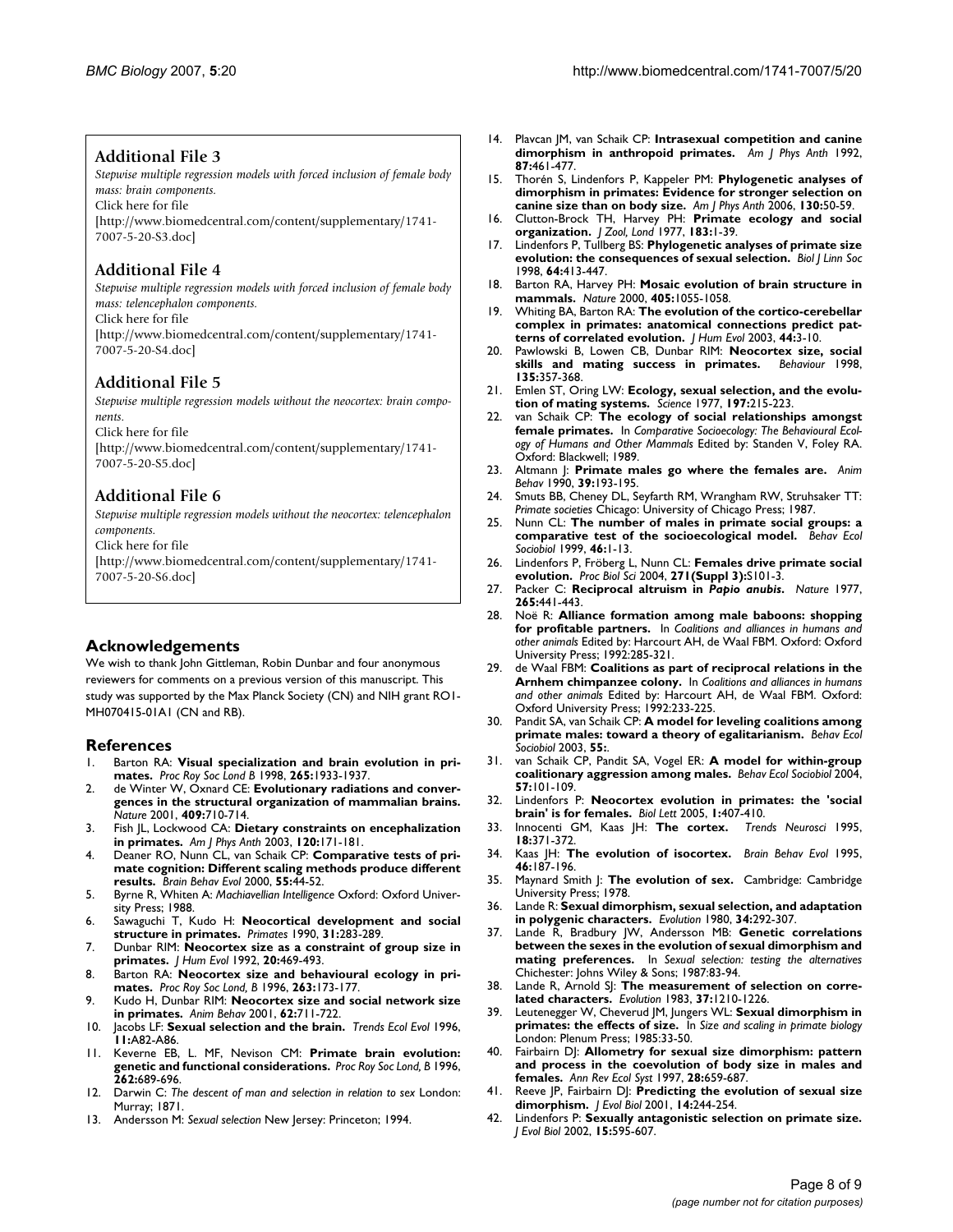### Additional File 3

*Stepwise multiple regression models with forced inclusion of female body mass: brain components.*

Click here for file

[http://www.biomedcentral.com/content/supplementary/1741-7007-5-20-S3.doc]

### Additional File 4

*Stepwise multiple regression models with forced inclusion of female body mass: telencephalon components.*

Click here for file

[http://www.biomedcentral.com/content/supplementary/1741-7007-5-20-S4.doc]

### Additional File 5

*Stepwise multiple regression models without the neocortex: brain components.*

Click here for file

[http://www.biomedcentral.com/content/supplementary/1741-7007-5-20-S5.doc]

### Additional File 6

*Stepwise multiple regression models without the neocortex: telencephalon components.*

Click here for file

[http://www.biomedcentral.com/content/supplementary/1741-7007-5-20-S6.doc]

## Acknowledgements

We wish to thank John Gittleman, Robin Dunbar and four anonymous reviewers for comments on a previous version of this manuscript. This study was supported by the Max Planck Society (CN) and NIH grant RO1-MH070415-01A1 (CN and RB).

## References

1. Barton RA: **Visual specialization and brain evolution in primates.** *Proc Roy Soc Lond B* 1998, **265:**1933-1937.
2. de Winter W, Oxnard CE: **Evolutionary radiations and convergences in the structural organization of mammalian brains.** *Nature* 2001, **409:**710-714.
3. Fish JL, Lockwood CA: **Dietary constraints on encephalization in primates.** *Am J Phys Anth* 2003, **120:**171-181.
4. Deaner RO, Nunn CL, van Schaik CP: **Comparative tests of primate cognition: Different scaling methods produce different results.** *Brain Behav Evol* 2000, **55:**44-52.
5. Byrne R, Whiten A: *Machiavellian Intelligence* Oxford: Oxford University Press; 1988.
6. Sawaguchi T, Kudo H: **Neocortical development and social structure in primates.** *Primates* 1990, **31:**283-289.
7. Dunbar RIM: **Neocortex size as a constraint of group size in primates.** *J Hum Evol* 1992, **20:**469-493.
8. Barton RA: **Neocortex size and behavioural ecology in primates.** *Proc Roy Soc Lond, B* 1996, **263:**173-177.
9. Kudo H, Dunbar RIM: **Neocortex size and social network size in primates.** *Anim Behav* 2001, **62:**711-722.
10. Jacobs LF: **Sexual selection and the brain.** *Trends Ecol Evol* 1996, **11:**A82-A86.
11. Keverne EB, L. MF, Nevison CM: **Primate brain evolution: genetic and functional considerations.** *Proc Roy Soc Lond, B* 1996, **262:**689-696.
12. Darwin C: *The descent of man and selection in relation to sex* London: Murray; 1871.
13. Andersson M: *Sexual selection* New Jersey: Princeton; 1994.
14. Plavcan JM, van Schaik CP: **Intrasexual competition and canine dimorphism in anthropoid primates.** *Am J Phys Anth* 1992, **87:**461-477.
15. Thorén S, Lindenfors P, Kappeler PM: **Phylogenetic analyses of dimorphism in primates: Evidence for stronger selection on canine size than on body size.** *Am J Phys Anth* 2006, **130:**50-59.
16. Clutton-Brock TH, Harvey PH: **Primate ecology and social organization.** *J Zool, Lond* 1977, **183:**1-39.
17. Lindenfors P, Tullberg BS: **Phylogenetic analyses of primate size evolution: the consequences of sexual selection.** *Biol J Linn Soc* 1998, **64:**413-447.
18. Barton RA, Harvey PH: **Mosaic evolution of brain structure in mammals.** *Nature* 2000, **405:**1055-1058.
19. Whiting BA, Barton RA: **The evolution of the cortico-cerebellar complex in primates: anatomical connections predict patterns of correlated evolution.** *J Hum Evol* 2003, **44:**3-10.
20. Pawlowski B, Lowen CB, Dunbar RIM: **Neocortex size, social skills and mating success in primates.** *Behaviour* 1998, **135:**357-368.
21. Emlen ST, Oring LW: **Ecology, sexual selection, and the evolution of mating systems.** *Science* 1977, **197:**215-223.
22. van Schaik CP: **The ecology of social relationships amongst female primates.** In *Comparative Socioecology: The Behavioural Ecology of Humans and Other Mammals* Edited by: Standen V, Foley RA. Oxford: Blackwell; 1989.
23. Altmann J: **Primate males go where the females are.** *Anim Behav* 1990, **39:**193-195.
24. Smuts BB, Cheney DL, Seyfarth RM, Wrangham RW, Struhsaker TT: *Primate societies* Chicago: University of Chicago Press; 1987.
25. Nunn CL: **The number of males in primate social groups: a comparative test of the socioecological model.** *Behav Ecol Sociobiol* 1999, **46:**1-13.
26. Lindenfors P, Fröberg L, Nunn CL: **Females drive primate social evolution.** *Proc Biol Sci* 2004, **271(Suppl 3):**S101-3.
27. Packer C: **Reciprocal altruism in *Papio anubis*.** *Nature* 1977, **265:**441-443.
28. Noë R: **Alliance formation among male baboons: shopping for profitable partners.** In *Coalitions and alliances in humans and other animals* Edited by: Harcourt AH, de Waal FBM. Oxford: Oxford University Press; 1992:285-321.
29. de Waal FBM: **Coalitions as part of reciprocal relations in the Arnhem chimpanzee colony.** In *Coalitions and alliances in humans and other animals* Edited by: Harcourt AH, de Waal FBM. Oxford: Oxford University Press; 1992:233-225.
30. Pandit SA, van Schaik CP: **A model for leveling coalitions among primate males: toward a theory of egalitarianism.** *Behav Ecol Sociobiol* 2003, **55:**.
31. van Schaik CP, Pandit SA, Vogel ER: **A model for within-group coalitionary aggression among males.** *Behav Ecol Sociobiol* 2004, **57:**101-109.
32. Lindenfors P: **Neocortex evolution in primates: the 'social brain' is for females.** *Biol Lett* 2005, **1:**407-410.
33. Innocenti GM, Kaas JH: **The cortex.** *Trends Neurosci* 1995, **18:**371-372.
34. Kaas JH: **The evolution of isocortex.** *Brain Behav Evol* 1995, **46:**187-196.
35. Maynard Smith J: **The evolution of sex.** Cambridge: Cambridge University Press; 1978.
36. Lande R: **Sexual dimorphism, sexual selection, and adaptation in polygenic characters.** *Evolution* 1980, **34:**292-307.
37. Lande R, Bradbury JW, Andersson MB: **Genetic correlations between the sexes in the evolution of sexual dimorphism and mating preferences.** In *Sexual selection: testing the alternatives* Chichester: Johns Wiley & Sons; 1987:83-94.
38. Lande R, Arnold SJ: **The measurement of selection on correlated characters.** *Evolution* 1983, **37:**1210-1226.
39. Leutenegger W, Cheverud JM, Jungers WL: **Sexual dimorphism in primates: the effects of size.** In *Size and scaling in primate biology* London: Plenum Press; 1985:33-50.
40. Fairbairn DJ: **Allometry for sexual size dimorphism: pattern and process in the coevolution of body size in males and females.** *Ann Rev Ecol Syst* 1997, **28:**659-687.
41. Reeve JP, Fairbairn DJ: **Predicting the evolution of sexual size dimorphism.** *J Evol Biol* 2001, **14:**244-254.
42. Lindenfors P: **Sexually antagonistic selection on primate size.** *J Evol Biol* 2002, **15:**595-607.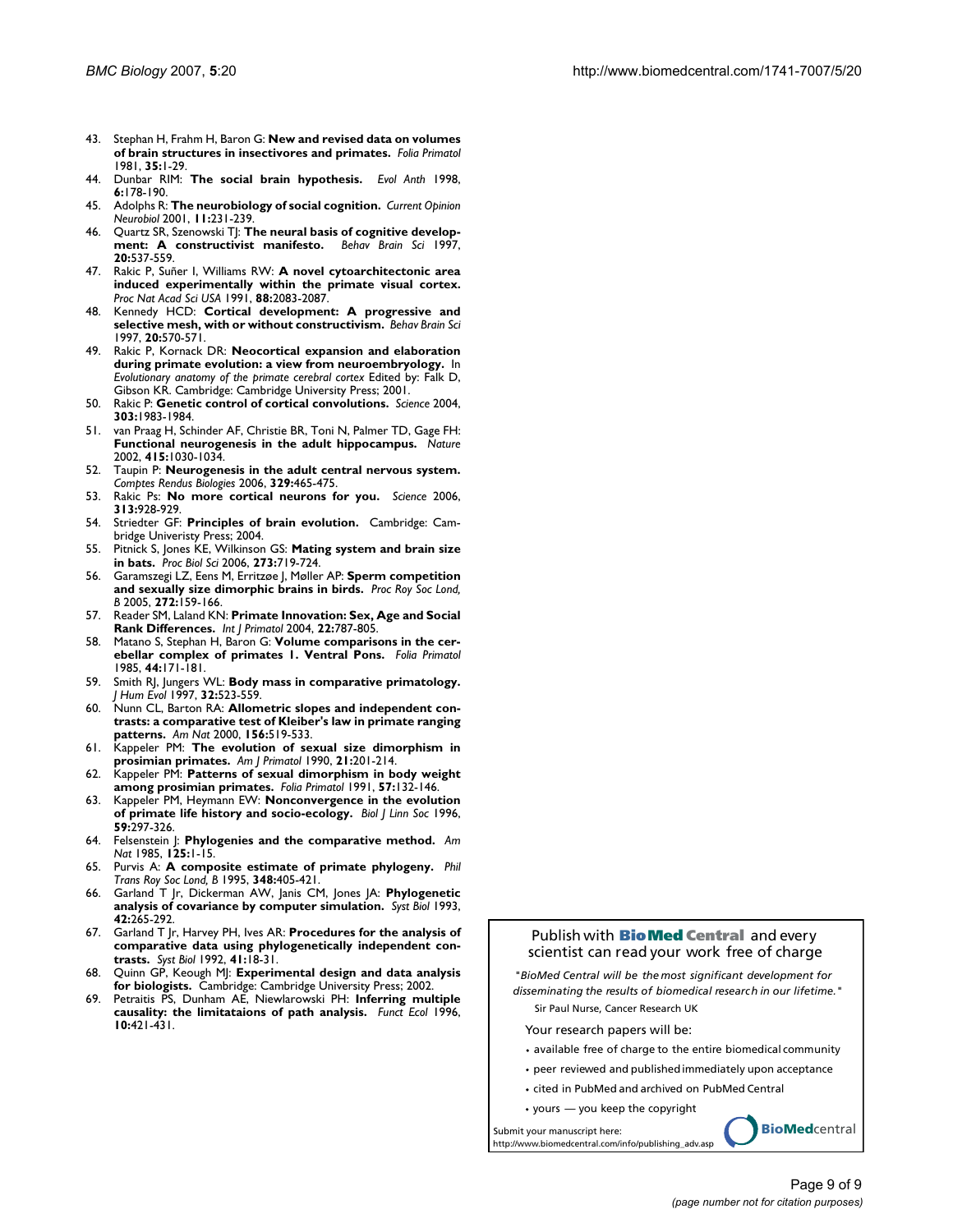43. Stephan H, Frahm H, Baron G: **New and revised data on volumes of brain structures in insectivores and primates.** *Folia Primatol* 1981, **35:**1-29.
44. Dunbar RIM: **The social brain hypothesis.** *Evol Anth* 1998, **6:**178-190.
45. Adolphs R: **The neurobiology of social cognition.** *Current Opinion Neurobiol* 2001, **11:**231-239.
46. Quartz SR, Szenowski TJ: **The neural basis of cognitive development: A constructivist manifesto.** *Behav Brain Sci* 1997, **20:**537-559.
47. Rakic P, Suñer I, Williams RW: **A novel cytoarchitectonic area induced experimentally within the primate visual cortex.** *Proc Nat Acad Sci USA* 1991, **88:**2083-2087.
48. Kennedy HCD: **Cortical development: A progressive and selective mesh, with or without constructivism.** *Behav Brain Sci* 1997, **20:**570-571.
49. Rakic P, Kornack DR: **Neocortical expansion and elaboration during primate evolution: a view from neuroembryology.** In *Evolutionary anatomy of the primate cerebral cortex* Edited by: Falk D, Gibson KR. Cambridge: Cambridge University Press; 2001.
50. Rakic P: **Genetic control of cortical convolutions.** *Science* 2004, **303:**1983-1984.
51. van Praag H, Schinder AF, Christie BR, Toni N, Palmer TD, Gage FH: **Functional neurogenesis in the adult hippocampus.** *Nature* 2002, **415:**1030-1034.
52. Taupin P: **Neurogenesis in the adult central nervous system.** *Comptes Rendus Biologies* 2006, **329:**465-475.
53. Rakic Ps: **No more cortical neurons for you.** *Science* 2006, **313:**928-929.
54. Striedter GF: **Principles of brain evolution.** Cambridge: Cambridge Univeristy Press; 2004.
55. Pitnick S, Jones KE, Wilkinson GS: **Mating system and brain size in bats.** *Proc Biol Sci* 2006, **273:**719-724.
56. Garamszegi LZ, Eens M, Erritzøe J, Møller AP: **Sperm competition and sexually size dimorphic brains in birds.** *Proc Roy Soc Lond, B* 2005, **272:**159-166.
57. Reader SM, Laland KN: **Primate Innovation: Sex, Age and Social Rank Differences.** *Int J Primatol* 2004, **22:**787-805.
58. Matano S, Stephan H, Baron G: **Volume comparisons in the cerebellar complex of primates 1. Ventral Pons.** *Folia Primatol* 1985, **44:**171-181.
59. Smith RJ, Jungers WL: **Body mass in comparative primatology.** *J Hum Evol* 1997, **32:**523-559.
60. Nunn CL, Barton RA: **Allometric slopes and independent contrasts: a comparative test of Kleiber's law in primate ranging patterns.** *Am Nat* 2000, **156:**519-533.
61. Kappeler PM: **The evolution of sexual size dimorphism in prosimian primates.** *Am J Primatol* 1990, **21:**201-214.
62. Kappeler PM: **Patterns of sexual dimorphism in body weight among prosimian primates.** *Folia Primatol* 1991, **57:**132-146.
63. Kappeler PM, Heymann EW: **Nonconvergence in the evolution of primate life history and socio-ecology.** *Biol J Linn Soc* 1996, **59:**297-326.
64. Felsenstein J: **Phylogenies and the comparative method.** *Am Nat* 1985, **125:**1-15.
65. Purvis A: **A composite estimate of primate phylogeny.** *Phil Trans Roy Soc Lond, B* 1995, **348:**405-421.
66. Garland T Jr, Dickerman AW, Janis CM, Jones JA: **Phylogenetic analysis of covariance by computer simulation.** *Syst Biol* 1993, **42:**265-292.
67. Garland T Jr, Harvey PH, Ives AR: **Procedures for the analysis of comparative data using phylogenetically independent contrasts.** *Syst Biol* 1992, **41:**18-31.
68. Quinn GP, Keough MJ: **Experimental design and data analysis for biologists.** Cambridge: Cambridge University Press; 2002.
69. Petraitis PS, Dunham AE, Niewlarowski PH: **Inferring multiple causality: the limitataions of path analysis.** *Funct Ecol* 1996, **10:**421-431.

Publish with **BioMed Central** and every scientist can read your work free of charge

*"BioMed Central will be the most significant development for disseminating the results of biomedical research in our lifetime."*
Sir Paul Nurse, Cancer Research UK

Your research papers will be:

- available free of charge to the entire biomedical community
- peer reviewed and published immediately upon acceptance
- cited in PubMed and archived on PubMed Central
- yours — you keep the copyright

Submit your manuscript here:
http://www.biomedcentral.com/info/publishing_adv.asp

**BioMed**central